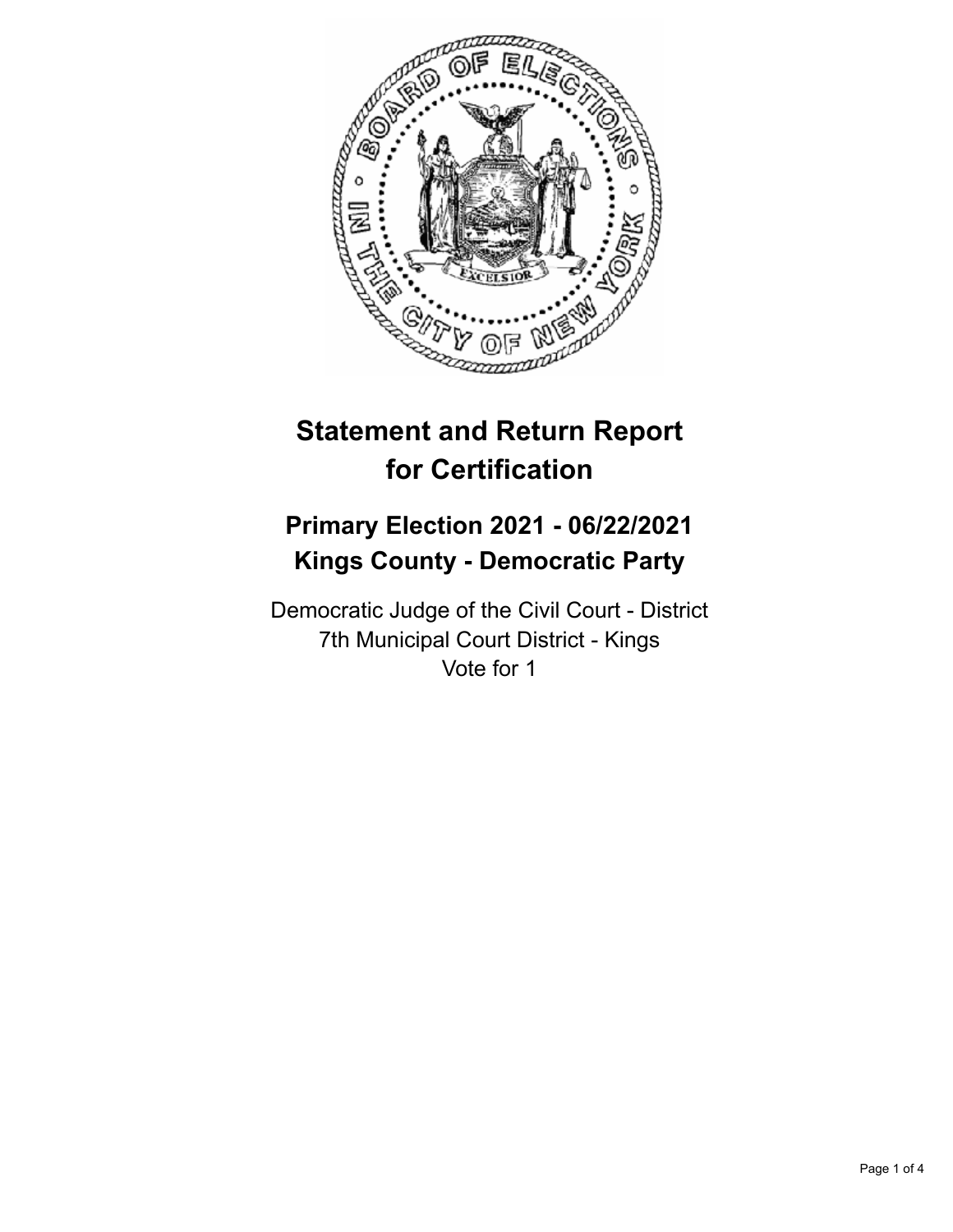# Statement and Return Report for Certification

## Primary Election 2021 - 06/22/2021
## Kings County - Democratic Party

Democratic Judge of the Civil Court - District
7th Municipal Court District - Kings
Vote for 1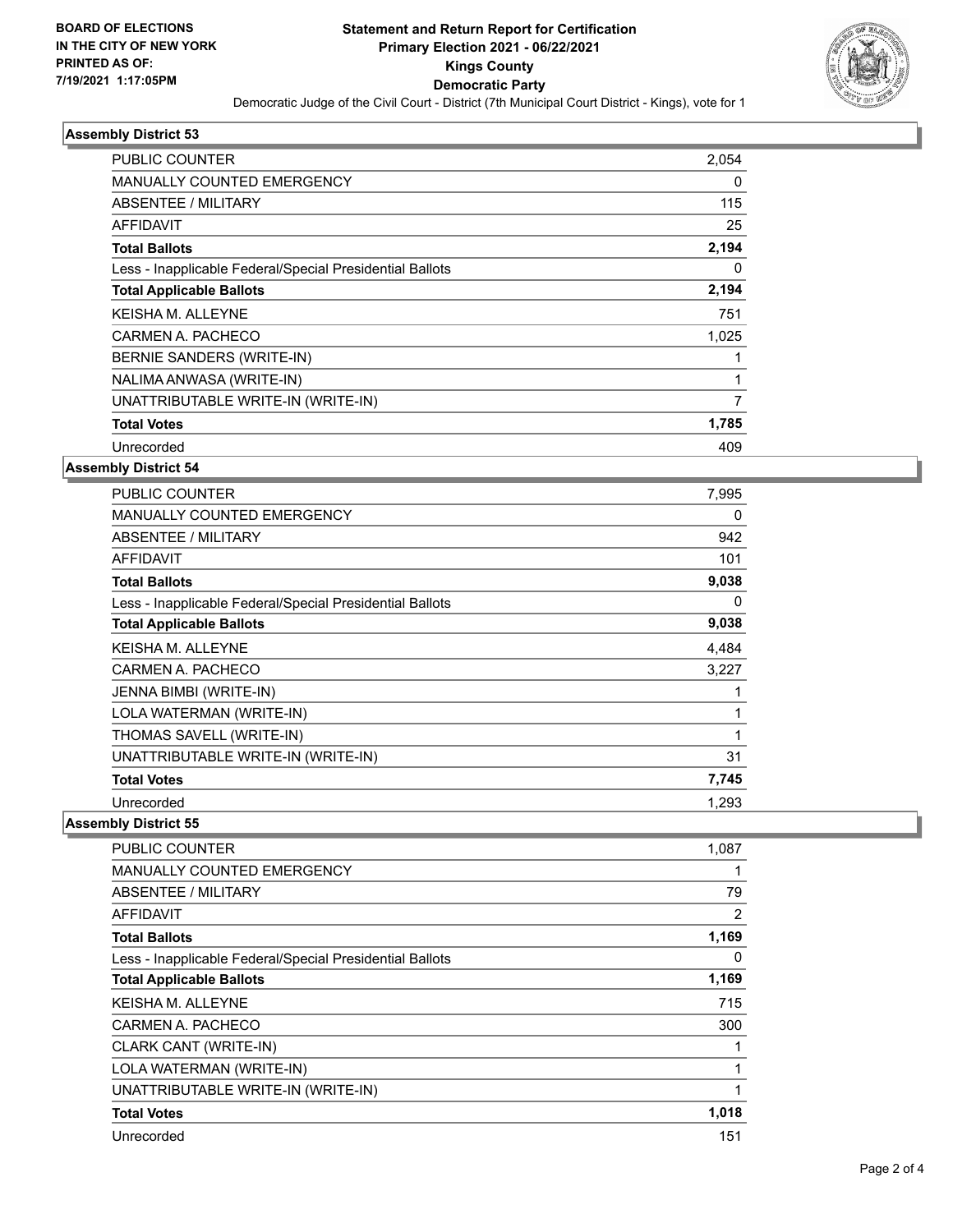BOARD OF ELECTIONS
IN THE CITY OF NEW YORK
PRINTED AS OF:
7/19/2021 1:17:05PM

# Statement and Return Report for Certification
## Primary Election 2021 - 06/22/2021
## Kings County
## Democratic Party

Democratic Judge of the Civil Court - District (7th Municipal Court District - Kings), vote for 1

### Assembly District 53

| | |
|---|---|
| PUBLIC COUNTER | 2,054 |
| MANUALLY COUNTED EMERGENCY | 0 |
| ABSENTEE / MILITARY | 115 |
| AFFIDAVIT | 25 |
| **Total Ballots** | **2,194** |
| Less - Inapplicable Federal/Special Presidential Ballots | 0 |
| **Total Applicable Ballots** | **2,194** |
| KEISHA M. ALLEYNE | 751 |
| CARMEN A. PACHECO | 1,025 |
| BERNIE SANDERS (WRITE-IN) | 1 |
| NALIMA ANWASA (WRITE-IN) | 1 |
| UNATTRIBUTABLE WRITE-IN (WRITE-IN) | 7 |
| **Total Votes** | **1,785** |
| Unrecorded | 409 |

### Assembly District 54

| | |
|---|---|
| PUBLIC COUNTER | 7,995 |
| MANUALLY COUNTED EMERGENCY | 0 |
| ABSENTEE / MILITARY | 942 |
| AFFIDAVIT | 101 |
| **Total Ballots** | **9,038** |
| Less - Inapplicable Federal/Special Presidential Ballots | 0 |
| **Total Applicable Ballots** | **9,038** |
| KEISHA M. ALLEYNE | 4,484 |
| CARMEN A. PACHECO | 3,227 |
| JENNA BIMBI (WRITE-IN) | 1 |
| LOLA WATERMAN (WRITE-IN) | 1 |
| THOMAS SAVELL (WRITE-IN) | 1 |
| UNATTRIBUTABLE WRITE-IN (WRITE-IN) | 31 |
| **Total Votes** | **7,745** |
| Unrecorded | 1,293 |

### Assembly District 55

| | |
|---|---|
| PUBLIC COUNTER | 1,087 |
| MANUALLY COUNTED EMERGENCY | 1 |
| ABSENTEE / MILITARY | 79 |
| AFFIDAVIT | 2 |
| **Total Ballots** | **1,169** |
| Less - Inapplicable Federal/Special Presidential Ballots | 0 |
| **Total Applicable Ballots** | **1,169** |
| KEISHA M. ALLEYNE | 715 |
| CARMEN A. PACHECO | 300 |
| CLARK CANT (WRITE-IN) | 1 |
| LOLA WATERMAN (WRITE-IN) | 1 |
| UNATTRIBUTABLE WRITE-IN (WRITE-IN) | 1 |
| **Total Votes** | **1,018** |
| Unrecorded | 151 |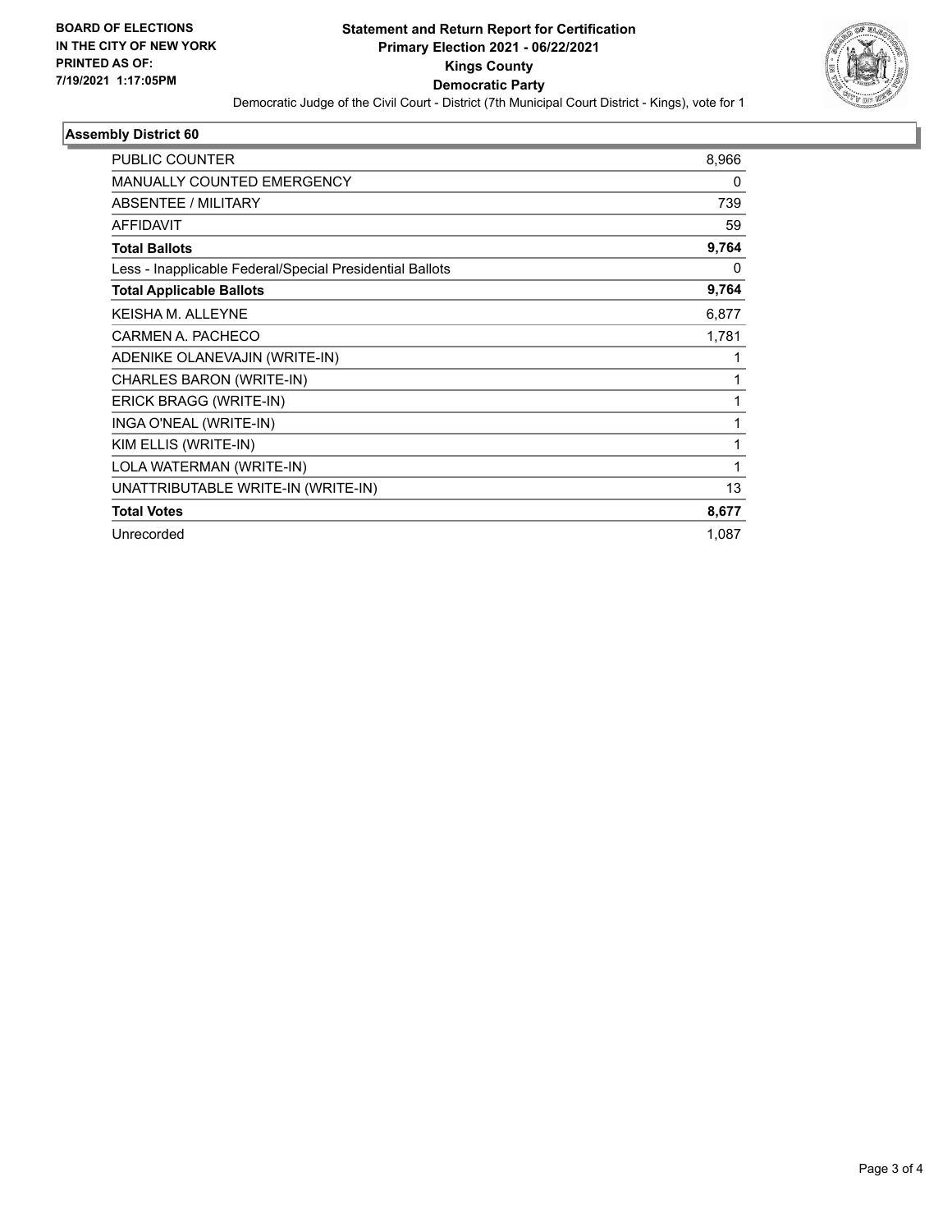**BOARD OF ELECTIONS IN THE CITY OF NEW YORK PRINTED AS OF: 7/19/2021 1:17:05PM**

# Statement and Return Report for Certification
## Primary Election 2021 - 06/22/2021
## Kings County
## Democratic Party

Democratic Judge of the Civil Court - District (7th Municipal Court District - Kings), vote for 1

### Assembly District 60

| | |
|---|---|
| PUBLIC COUNTER | 8,966 |
| MANUALLY COUNTED EMERGENCY | 0 |
| ABSENTEE / MILITARY | 739 |
| AFFIDAVIT | 59 |
| **Total Ballots** | **9,764** |
| Less - Inapplicable Federal/Special Presidential Ballots | 0 |
| **Total Applicable Ballots** | **9,764** |
| KEISHA M. ALLEYNE | 6,877 |
| CARMEN A. PACHECO | 1,781 |
| ADENIKE OLANEVAJIN (WRITE-IN) | 1 |
| CHARLES BARON (WRITE-IN) | 1 |
| ERICK BRAGG (WRITE-IN) | 1 |
| INGA O'NEAL (WRITE-IN) | 1 |
| KIM ELLIS (WRITE-IN) | 1 |
| LOLA WATERMAN (WRITE-IN) | 1 |
| UNATTRIBUTABLE WRITE-IN (WRITE-IN) | 13 |
| **Total Votes** | **8,677** |
| Unrecorded | 1,087 |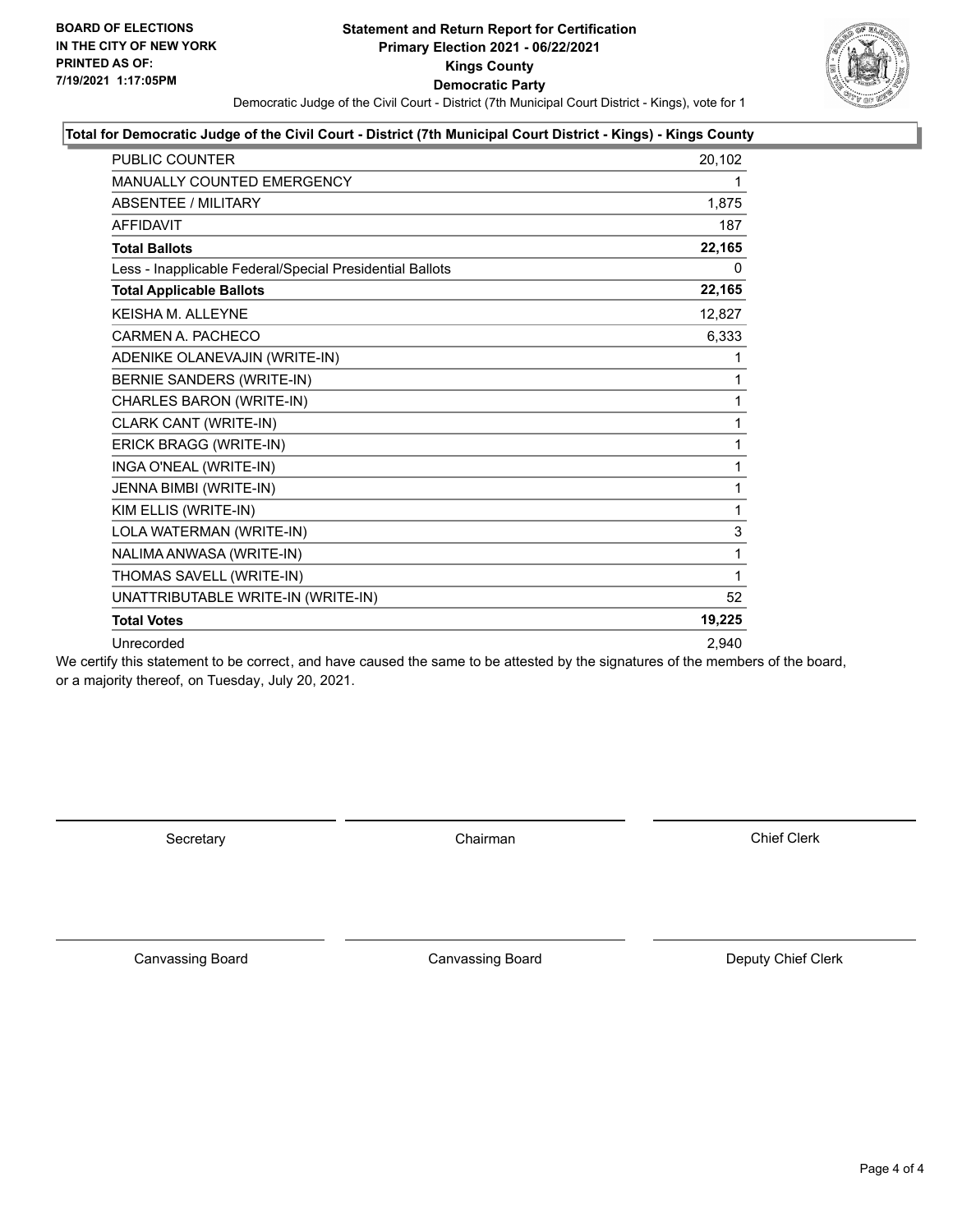**BOARD OF ELECTIONS IN THE CITY OF NEW YORK PRINTED AS OF: 7/19/2021 1:17:05PM**

# Statement and Return Report for Certification
## Primary Election 2021 - 06/22/2021
## Kings County
## Democratic Party

Democratic Judge of the Civil Court - District (7th Municipal Court District - Kings), vote for 1

### Total for Democratic Judge of the Civil Court - District (7th Municipal Court District - Kings) - Kings County

| | |
|---|---|
| PUBLIC COUNTER | 20,102 |
| MANUALLY COUNTED EMERGENCY | 1 |
| ABSENTEE / MILITARY | 1,875 |
| AFFIDAVIT | 187 |
| **Total Ballots** | **22,165** |
| Less - Inapplicable Federal/Special Presidential Ballots | 0 |
| **Total Applicable Ballots** | **22,165** |
| KEISHA M. ALLEYNE | 12,827 |
| CARMEN A. PACHECO | 6,333 |
| ADENIKE OLANEVAJIN (WRITE-IN) | 1 |
| BERNIE SANDERS (WRITE-IN) | 1 |
| CHARLES BARON (WRITE-IN) | 1 |
| CLARK CANT (WRITE-IN) | 1 |
| ERICK BRAGG (WRITE-IN) | 1 |
| INGA O'NEAL (WRITE-IN) | 1 |
| JENNA BIMBI (WRITE-IN) | 1 |
| KIM ELLIS (WRITE-IN) | 1 |
| LOLA WATERMAN (WRITE-IN) | 3 |
| NALIMA ANWASA (WRITE-IN) | 1 |
| THOMAS SAVELL (WRITE-IN) | 1 |
| UNATTRIBUTABLE WRITE-IN (WRITE-IN) | 52 |
| **Total Votes** | **19,225** |
| Unrecorded | 2,940 |

We certify this statement to be correct, and have caused the same to be attested by the signatures of the members of the board, or a majority thereof, on Tuesday, July 20, 2021.

Secretary | Chairman | Chief Clerk

Canvassing Board | Canvassing Board | Deputy Chief Clerk